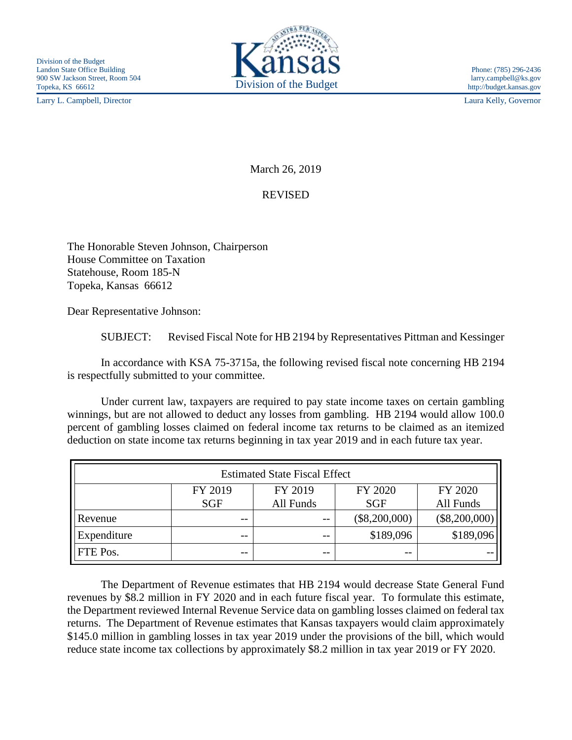Division of the Budget
Landon State Office Building
900 SW Jackson Street, Room 504
Topeka, KS 66612

Kansas
Division of the Budget

Phone: (785) 296-2436
larry.campbell@ks.gov
http://budget.kansas.gov

Larry L. Campbell, Director

Laura Kelly, Governor

March 26, 2019

REVISED

The Honorable Steven Johnson, Chairperson
House Committee on Taxation
Statehouse, Room 185-N
Topeka, Kansas 66612

Dear Representative Johnson:

SUBJECT: Revised Fiscal Note for HB 2194 by Representatives Pittman and Kessinger

In accordance with KSA 75-3715a, the following revised fiscal note concerning HB 2194 is respectfully submitted to your committee.

Under current law, taxpayers are required to pay state income taxes on certain gambling winnings, but are not allowed to deduct any losses from gambling. HB 2194 would allow 100.0 percent of gambling losses claimed on federal income tax returns to be claimed as an itemized deduction on state income tax returns beginning in tax year 2019 and in each future tax year.

| Estimated State Fiscal Effect | | | | |
|---|---|---|---|---|
| | FY 2019 SGF | FY 2019 All Funds | FY 2020 SGF | FY 2020 All Funds |
| Revenue | -- | -- | ($8,200,000) | ($8,200,000) |
| Expenditure | -- | -- | $189,096 | $189,096 |
| FTE Pos. | -- | -- | -- | -- |

The Department of Revenue estimates that HB 2194 would decrease State General Fund revenues by $8.2 million in FY 2020 and in each future fiscal year. To formulate this estimate, the Department reviewed Internal Revenue Service data on gambling losses claimed on federal tax returns. The Department of Revenue estimates that Kansas taxpayers would claim approximately $145.0 million in gambling losses in tax year 2019 under the provisions of the bill, which would reduce state income tax collections by approximately $8.2 million in tax year 2019 or FY 2020.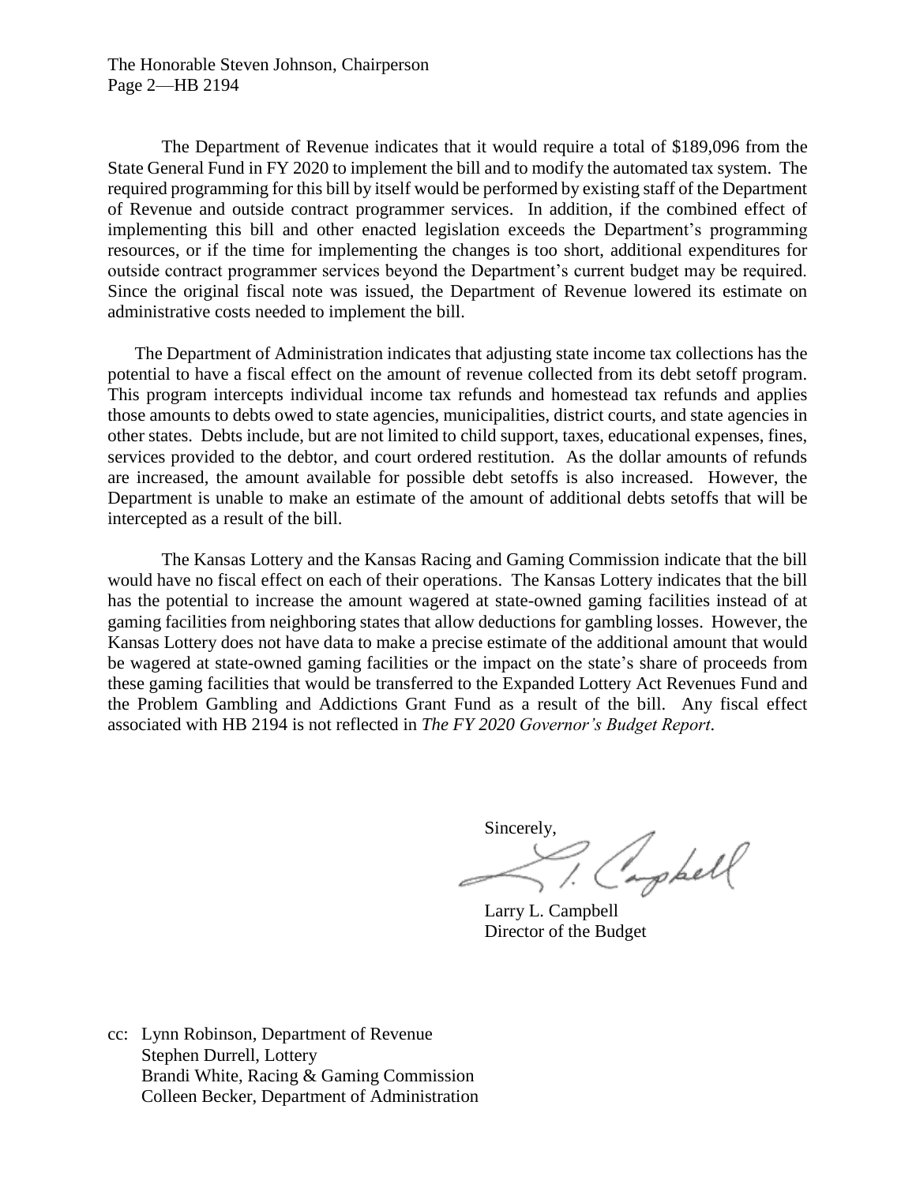The Honorable Steven Johnson, Chairperson
Page 2—HB 2194

The Department of Revenue indicates that it would require a total of $189,096 from the State General Fund in FY 2020 to implement the bill and to modify the automated tax system. The required programming for this bill by itself would be performed by existing staff of the Department of Revenue and outside contract programmer services. In addition, if the combined effect of implementing this bill and other enacted legislation exceeds the Department's programming resources, or if the time for implementing the changes is too short, additional expenditures for outside contract programmer services beyond the Department's current budget may be required. Since the original fiscal note was issued, the Department of Revenue lowered its estimate on administrative costs needed to implement the bill.

The Department of Administration indicates that adjusting state income tax collections has the potential to have a fiscal effect on the amount of revenue collected from its debt setoff program. This program intercepts individual income tax refunds and homestead tax refunds and applies those amounts to debts owed to state agencies, municipalities, district courts, and state agencies in other states. Debts include, but are not limited to child support, taxes, educational expenses, fines, services provided to the debtor, and court ordered restitution. As the dollar amounts of refunds are increased, the amount available for possible debt setoffs is also increased. However, the Department is unable to make an estimate of the amount of additional debts setoffs that will be intercepted as a result of the bill.

The Kansas Lottery and the Kansas Racing and Gaming Commission indicate that the bill would have no fiscal effect on each of their operations. The Kansas Lottery indicates that the bill has the potential to increase the amount wagered at state-owned gaming facilities instead of at gaming facilities from neighboring states that allow deductions for gambling losses. However, the Kansas Lottery does not have data to make a precise estimate of the additional amount that would be wagered at state-owned gaming facilities or the impact on the state's share of proceeds from these gaming facilities that would be transferred to the Expanded Lottery Act Revenues Fund and the Problem Gambling and Addictions Grant Fund as a result of the bill. Any fiscal effect associated with HB 2194 is not reflected in *The FY 2020 Governor's Budget Report*.

Sincerely,

Larry L. Campbell
Director of the Budget

cc: Lynn Robinson, Department of Revenue
Stephen Durrell, Lottery
Brandi White, Racing & Gaming Commission
Colleen Becker, Department of Administration